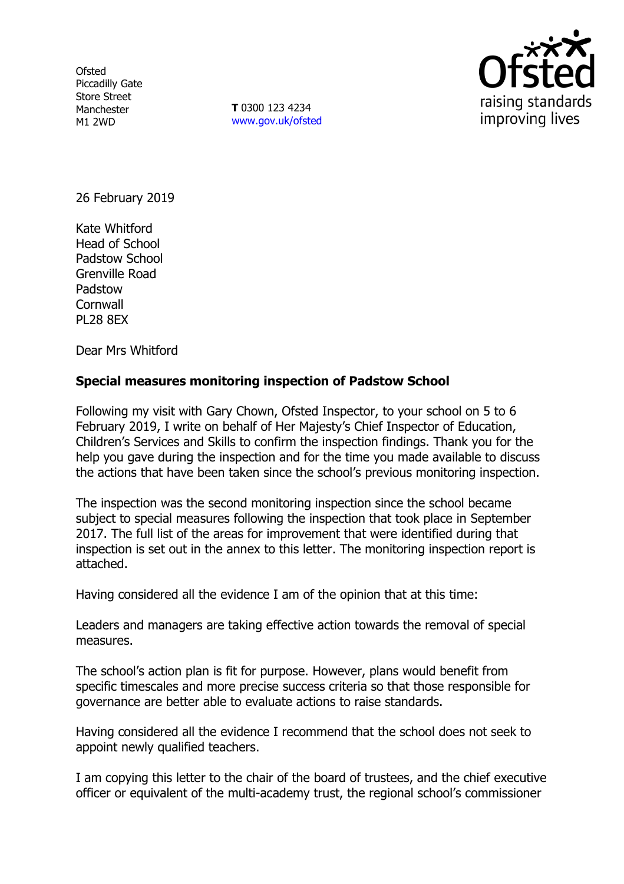Ofsted
Piccadilly Gate
Store Street
Manchester
M1 2WD

**T** 0300 123 4234
www.gov.uk/ofsted

26 February 2019

Kate Whitford
Head of School
Padstow School
Grenville Road
Padstow
Cornwall
PL28 8EX

Dear Mrs Whitford

**Special measures monitoring inspection of Padstow School**

Following my visit with Gary Chown, Ofsted Inspector, to your school on 5 to 6 February 2019, I write on behalf of Her Majesty's Chief Inspector of Education, Children's Services and Skills to confirm the inspection findings. Thank you for the help you gave during the inspection and for the time you made available to discuss the actions that have been taken since the school's previous monitoring inspection.

The inspection was the second monitoring inspection since the school became subject to special measures following the inspection that took place in September 2017. The full list of the areas for improvement that were identified during that inspection is set out in the annex to this letter. The monitoring inspection report is attached.

Having considered all the evidence I am of the opinion that at this time:

Leaders and managers are taking effective action towards the removal of special measures.

The school's action plan is fit for purpose. However, plans would benefit from specific timescales and more precise success criteria so that those responsible for governance are better able to evaluate actions to raise standards.

Having considered all the evidence I recommend that the school does not seek to appoint newly qualified teachers.

I am copying this letter to the chair of the board of trustees, and the chief executive officer or equivalent of the multi-academy trust, the regional school's commissioner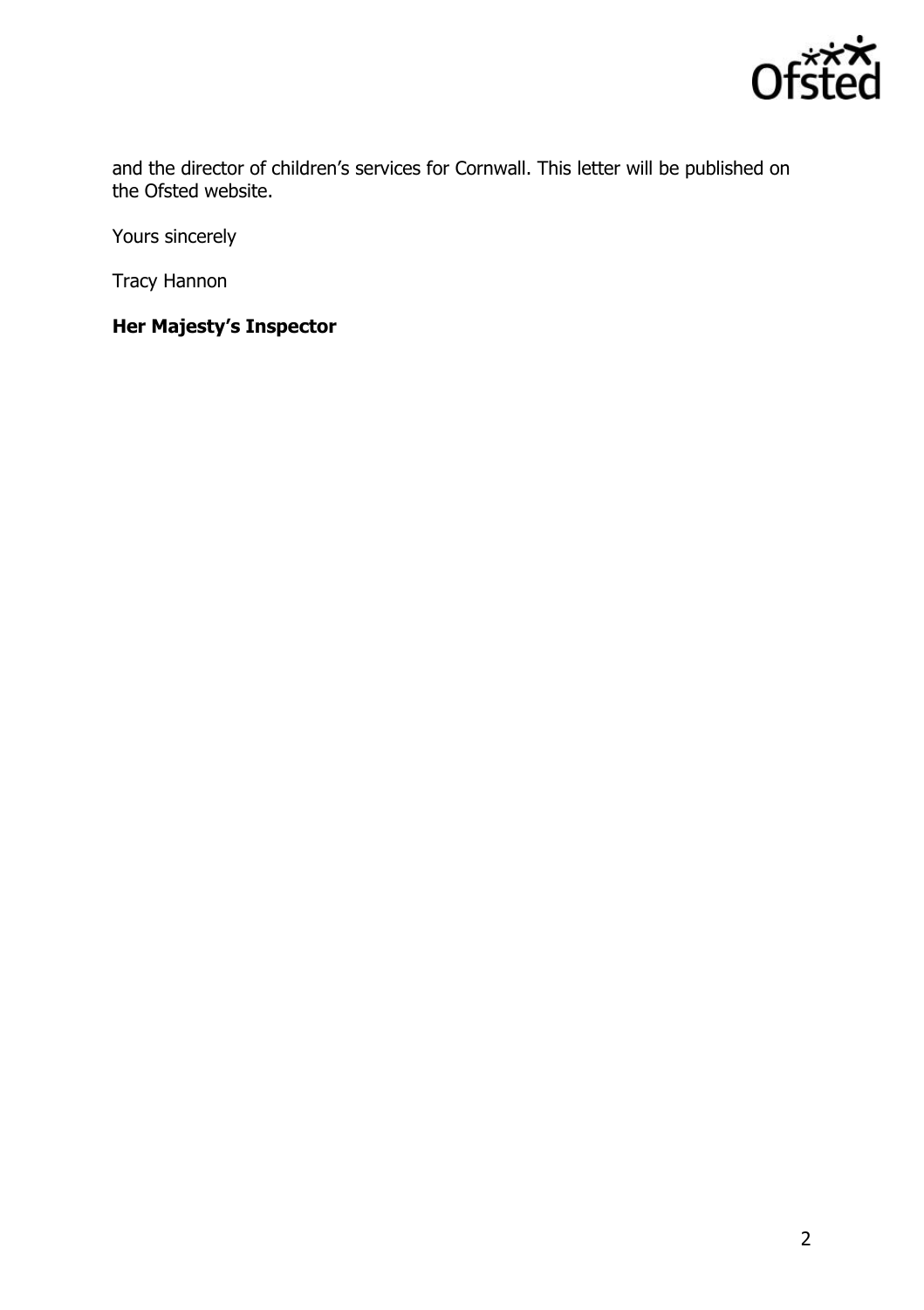and the director of children's services for Cornwall. This letter will be published on the Ofsted website.

Yours sincerely

Tracy Hannon

**Her Majesty's Inspector**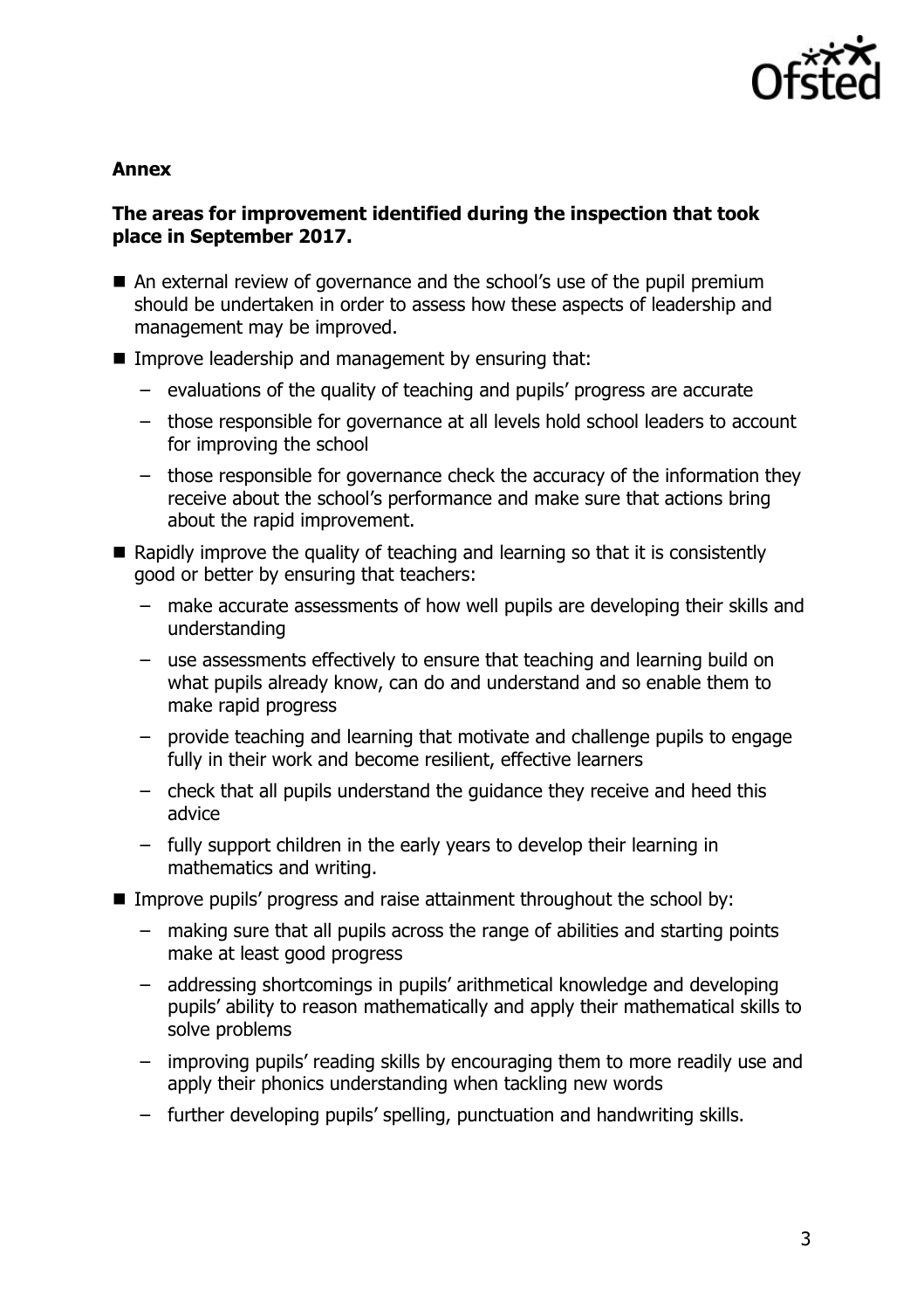**Annex**

**The areas for improvement identified during the inspection that took place in September 2017.**

- An external review of governance and the school's use of the pupil premium should be undertaken in order to assess how these aspects of leadership and management may be improved.
- Improve leadership and management by ensuring that:
  - evaluations of the quality of teaching and pupils' progress are accurate
  - those responsible for governance at all levels hold school leaders to account for improving the school
  - those responsible for governance check the accuracy of the information they receive about the school's performance and make sure that actions bring about the rapid improvement.
- Rapidly improve the quality of teaching and learning so that it is consistently good or better by ensuring that teachers:
  - make accurate assessments of how well pupils are developing their skills and understanding
  - use assessments effectively to ensure that teaching and learning build on what pupils already know, can do and understand and so enable them to make rapid progress
  - provide teaching and learning that motivate and challenge pupils to engage fully in their work and become resilient, effective learners
  - check that all pupils understand the guidance they receive and heed this advice
  - fully support children in the early years to develop their learning in mathematics and writing.
- Improve pupils' progress and raise attainment throughout the school by:
  - making sure that all pupils across the range of abilities and starting points make at least good progress
  - addressing shortcomings in pupils' arithmetical knowledge and developing pupils' ability to reason mathematically and apply their mathematical skills to solve problems
  - improving pupils' reading skills by encouraging them to more readily use and apply their phonics understanding when tackling new words
  - further developing pupils' spelling, punctuation and handwriting skills.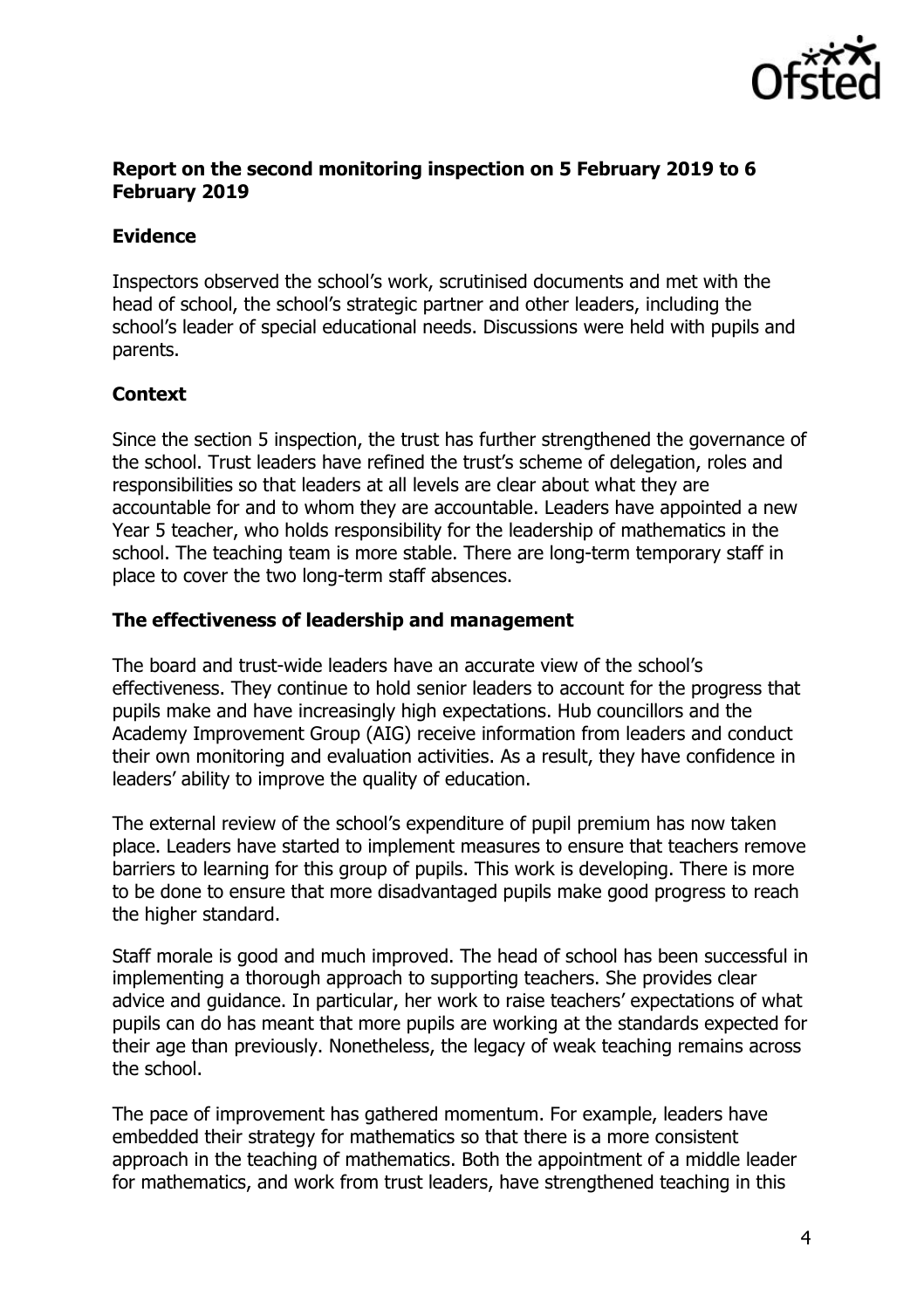**Report on the second monitoring inspection on 5 February 2019 to 6 February 2019**

**Evidence**

Inspectors observed the school's work, scrutinised documents and met with the head of school, the school's strategic partner and other leaders, including the school's leader of special educational needs. Discussions were held with pupils and parents.

**Context**

Since the section 5 inspection, the trust has further strengthened the governance of the school. Trust leaders have refined the trust's scheme of delegation, roles and responsibilities so that leaders at all levels are clear about what they are accountable for and to whom they are accountable. Leaders have appointed a new Year 5 teacher, who holds responsibility for the leadership of mathematics in the school. The teaching team is more stable. There are long-term temporary staff in place to cover the two long-term staff absences.

**The effectiveness of leadership and management**

The board and trust-wide leaders have an accurate view of the school's effectiveness. They continue to hold senior leaders to account for the progress that pupils make and have increasingly high expectations. Hub councillors and the Academy Improvement Group (AIG) receive information from leaders and conduct their own monitoring and evaluation activities. As a result, they have confidence in leaders' ability to improve the quality of education.

The external review of the school's expenditure of pupil premium has now taken place. Leaders have started to implement measures to ensure that teachers remove barriers to learning for this group of pupils. This work is developing. There is more to be done to ensure that more disadvantaged pupils make good progress to reach the higher standard.

Staff morale is good and much improved. The head of school has been successful in implementing a thorough approach to supporting teachers. She provides clear advice and guidance. In particular, her work to raise teachers' expectations of what pupils can do has meant that more pupils are working at the standards expected for their age than previously. Nonetheless, the legacy of weak teaching remains across the school.

The pace of improvement has gathered momentum. For example, leaders have embedded their strategy for mathematics so that there is a more consistent approach in the teaching of mathematics. Both the appointment of a middle leader for mathematics, and work from trust leaders, have strengthened teaching in this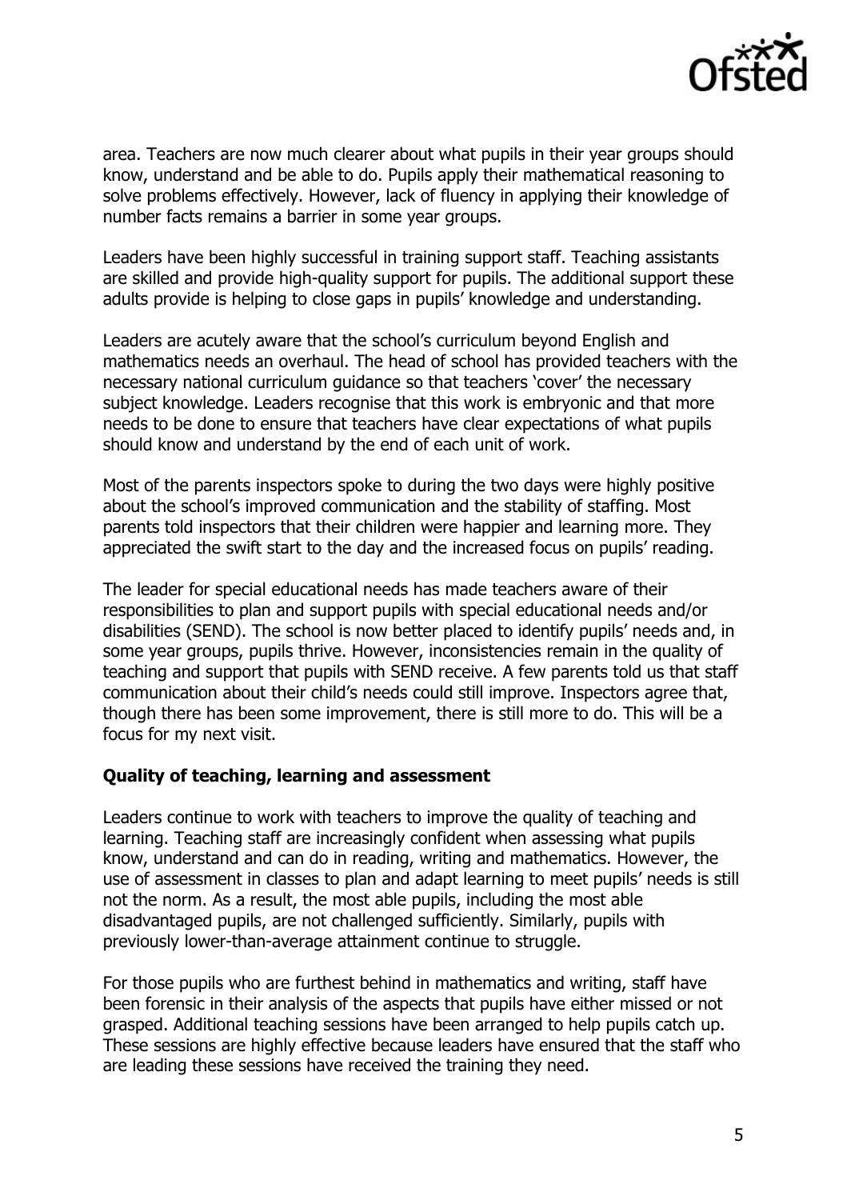area. Teachers are now much clearer about what pupils in their year groups should know, understand and be able to do. Pupils apply their mathematical reasoning to solve problems effectively. However, lack of fluency in applying their knowledge of number facts remains a barrier in some year groups.

Leaders have been highly successful in training support staff. Teaching assistants are skilled and provide high-quality support for pupils. The additional support these adults provide is helping to close gaps in pupils' knowledge and understanding.

Leaders are acutely aware that the school's curriculum beyond English and mathematics needs an overhaul. The head of school has provided teachers with the necessary national curriculum guidance so that teachers 'cover' the necessary subject knowledge. Leaders recognise that this work is embryonic and that more needs to be done to ensure that teachers have clear expectations of what pupils should know and understand by the end of each unit of work.

Most of the parents inspectors spoke to during the two days were highly positive about the school's improved communication and the stability of staffing. Most parents told inspectors that their children were happier and learning more. They appreciated the swift start to the day and the increased focus on pupils' reading.

The leader for special educational needs has made teachers aware of their responsibilities to plan and support pupils with special educational needs and/or disabilities (SEND). The school is now better placed to identify pupils' needs and, in some year groups, pupils thrive. However, inconsistencies remain in the quality of teaching and support that pupils with SEND receive. A few parents told us that staff communication about their child's needs could still improve. Inspectors agree that, though there has been some improvement, there is still more to do. This will be a focus for my next visit.

**Quality of teaching, learning and assessment**

Leaders continue to work with teachers to improve the quality of teaching and learning. Teaching staff are increasingly confident when assessing what pupils know, understand and can do in reading, writing and mathematics. However, the use of assessment in classes to plan and adapt learning to meet pupils' needs is still not the norm. As a result, the most able pupils, including the most able disadvantaged pupils, are not challenged sufficiently. Similarly, pupils with previously lower-than-average attainment continue to struggle.

For those pupils who are furthest behind in mathematics and writing, staff have been forensic in their analysis of the aspects that pupils have either missed or not grasped. Additional teaching sessions have been arranged to help pupils catch up. These sessions are highly effective because leaders have ensured that the staff who are leading these sessions have received the training they need.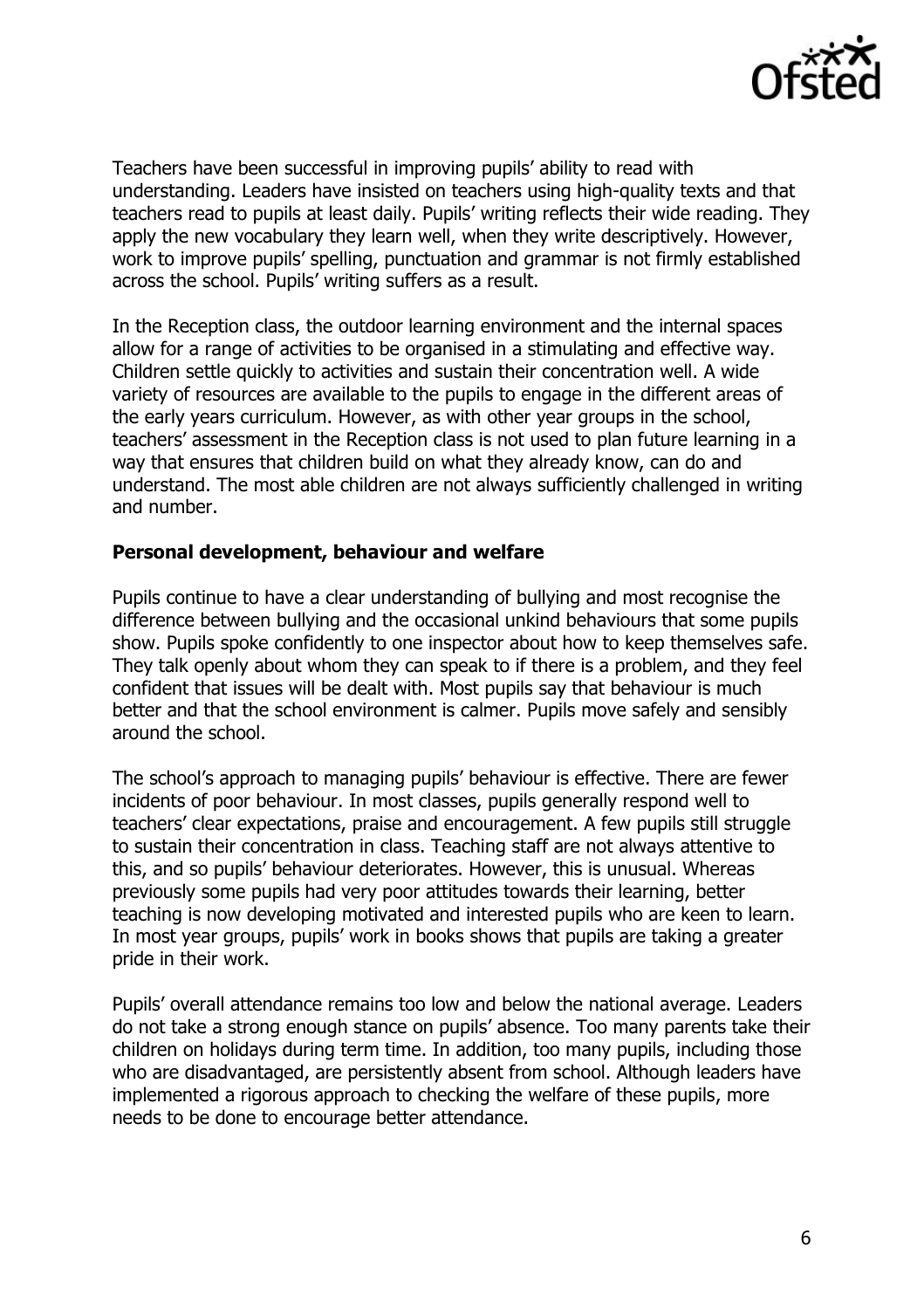Teachers have been successful in improving pupils' ability to read with understanding. Leaders have insisted on teachers using high-quality texts and that teachers read to pupils at least daily. Pupils' writing reflects their wide reading. They apply the new vocabulary they learn well, when they write descriptively. However, work to improve pupils' spelling, punctuation and grammar is not firmly established across the school. Pupils' writing suffers as a result.

In the Reception class, the outdoor learning environment and the internal spaces allow for a range of activities to be organised in a stimulating and effective way. Children settle quickly to activities and sustain their concentration well. A wide variety of resources are available to the pupils to engage in the different areas of the early years curriculum. However, as with other year groups in the school, teachers' assessment in the Reception class is not used to plan future learning in a way that ensures that children build on what they already know, can do and understand. The most able children are not always sufficiently challenged in writing and number.

**Personal development, behaviour and welfare**

Pupils continue to have a clear understanding of bullying and most recognise the difference between bullying and the occasional unkind behaviours that some pupils show. Pupils spoke confidently to one inspector about how to keep themselves safe. They talk openly about whom they can speak to if there is a problem, and they feel confident that issues will be dealt with. Most pupils say that behaviour is much better and that the school environment is calmer. Pupils move safely and sensibly around the school.

The school's approach to managing pupils' behaviour is effective. There are fewer incidents of poor behaviour. In most classes, pupils generally respond well to teachers' clear expectations, praise and encouragement. A few pupils still struggle to sustain their concentration in class. Teaching staff are not always attentive to this, and so pupils' behaviour deteriorates. However, this is unusual. Whereas previously some pupils had very poor attitudes towards their learning, better teaching is now developing motivated and interested pupils who are keen to learn. In most year groups, pupils' work in books shows that pupils are taking a greater pride in their work.

Pupils' overall attendance remains too low and below the national average. Leaders do not take a strong enough stance on pupils' absence. Too many parents take their children on holidays during term time. In addition, too many pupils, including those who are disadvantaged, are persistently absent from school. Although leaders have implemented a rigorous approach to checking the welfare of these pupils, more needs to be done to encourage better attendance.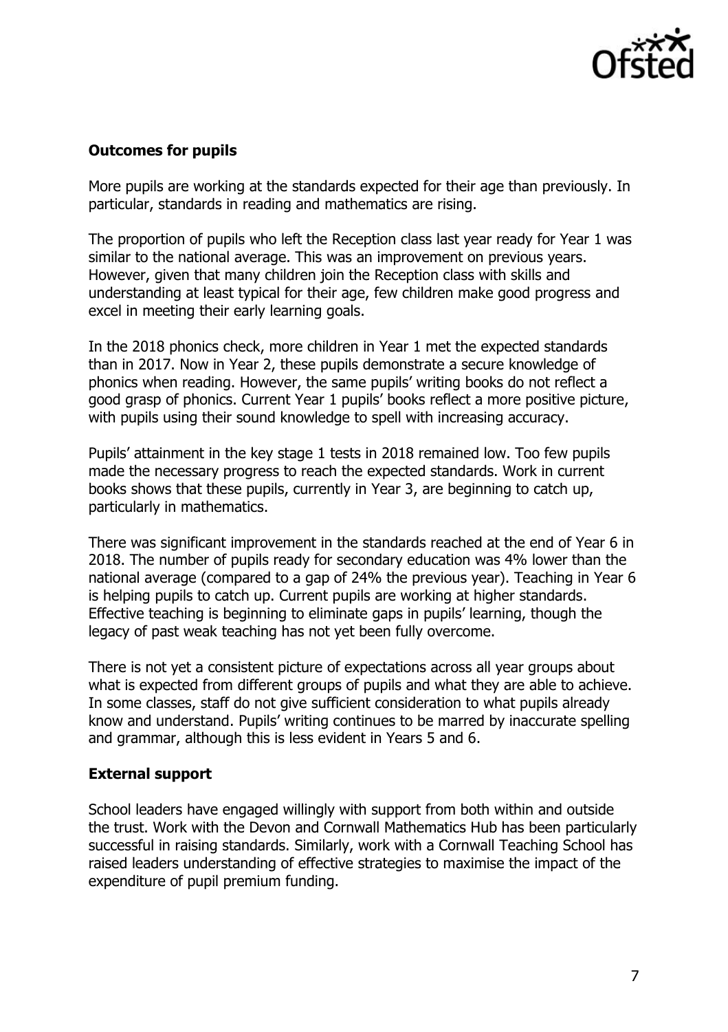## Outcomes for pupils

More pupils are working at the standards expected for their age than previously. In particular, standards in reading and mathematics are rising.

The proportion of pupils who left the Reception class last year ready for Year 1 was similar to the national average. This was an improvement on previous years. However, given that many children join the Reception class with skills and understanding at least typical for their age, few children make good progress and excel in meeting their early learning goals.

In the 2018 phonics check, more children in Year 1 met the expected standards than in 2017. Now in Year 2, these pupils demonstrate a secure knowledge of phonics when reading. However, the same pupils' writing books do not reflect a good grasp of phonics. Current Year 1 pupils' books reflect a more positive picture, with pupils using their sound knowledge to spell with increasing accuracy.

Pupils' attainment in the key stage 1 tests in 2018 remained low. Too few pupils made the necessary progress to reach the expected standards. Work in current books shows that these pupils, currently in Year 3, are beginning to catch up, particularly in mathematics.

There was significant improvement in the standards reached at the end of Year 6 in 2018. The number of pupils ready for secondary education was 4% lower than the national average (compared to a gap of 24% the previous year). Teaching in Year 6 is helping pupils to catch up. Current pupils are working at higher standards. Effective teaching is beginning to eliminate gaps in pupils' learning, though the legacy of past weak teaching has not yet been fully overcome.

There is not yet a consistent picture of expectations across all year groups about what is expected from different groups of pupils and what they are able to achieve. In some classes, staff do not give sufficient consideration to what pupils already know and understand. Pupils' writing continues to be marred by inaccurate spelling and grammar, although this is less evident in Years 5 and 6.

## External support

School leaders have engaged willingly with support from both within and outside the trust. Work with the Devon and Cornwall Mathematics Hub has been particularly successful in raising standards. Similarly, work with a Cornwall Teaching School has raised leaders understanding of effective strategies to maximise the impact of the expenditure of pupil premium funding.